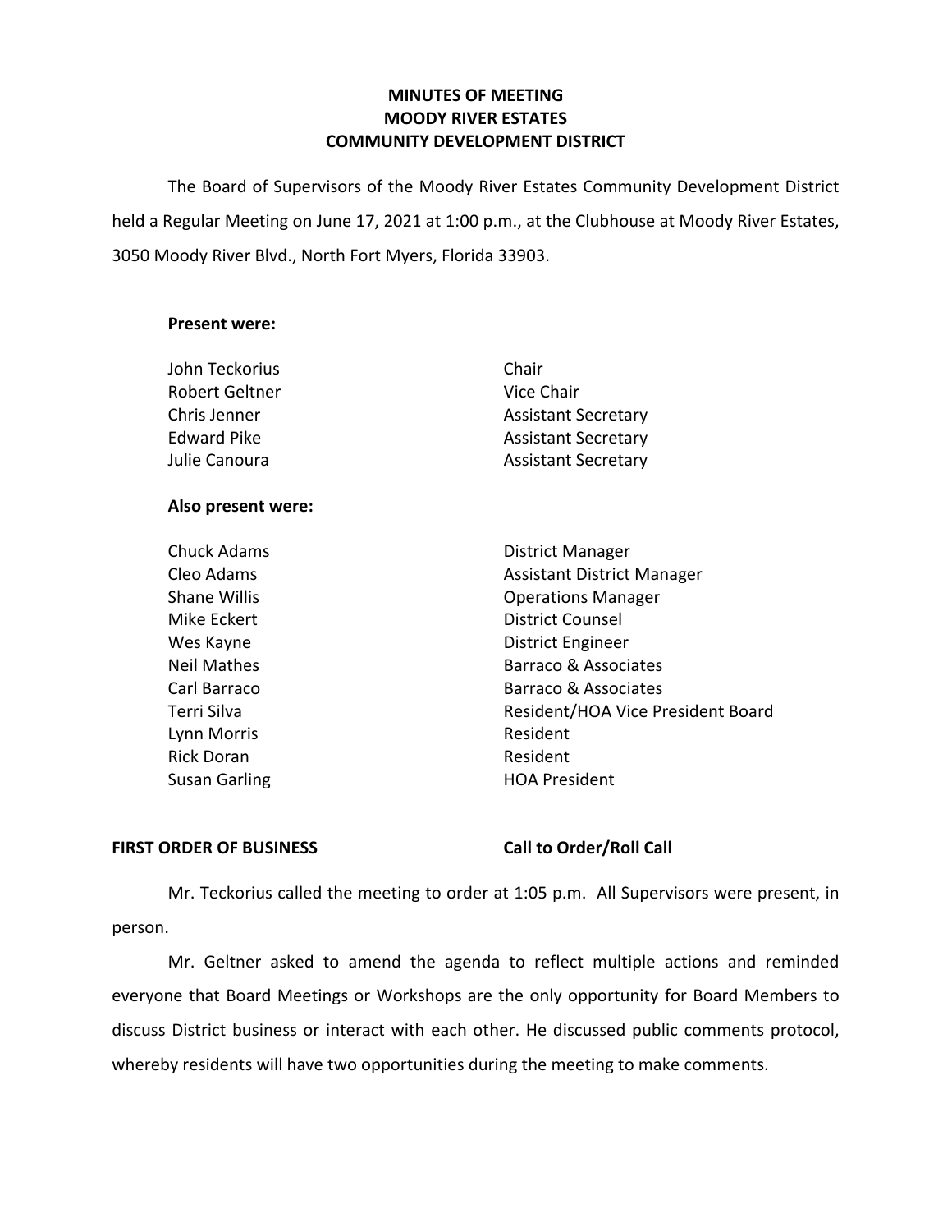# MINUTES OF MEETING
# MOODY RIVER ESTATES
# COMMUNITY DEVELOPMENT DISTRICT

The Board of Supervisors of the Moody River Estates Community Development District held a Regular Meeting on June 17, 2021 at 1:00 p.m., at the Clubhouse at Moody River Estates, 3050 Moody River Blvd., North Fort Myers, Florida 33903.

**Present were:**

| | |
|---|---|
| John Teckorius | Chair |
| Robert Geltner | Vice Chair |
| Chris Jenner | Assistant Secretary |
| Edward Pike | Assistant Secretary |
| Julie Canoura | Assistant Secretary |

**Also present were:**

| | |
|---|---|
| Chuck Adams | District Manager |
| Cleo Adams | Assistant District Manager |
| Shane Willis | Operations Manager |
| Mike Eckert | District Counsel |
| Wes Kayne | District Engineer |
| Neil Mathes | Barraco & Associates |
| Carl Barraco | Barraco & Associates |
| Terri Silva | Resident/HOA Vice President Board |
| Lynn Morris | Resident |
| Rick Doran | Resident |
| Susan Garling | HOA President |

**FIRST ORDER OF BUSINESS** **Call to Order/Roll Call**

Mr. Teckorius called the meeting to order at 1:05 p.m. All Supervisors were present, in person.

Mr. Geltner asked to amend the agenda to reflect multiple actions and reminded everyone that Board Meetings or Workshops are the only opportunity for Board Members to discuss District business or interact with each other. He discussed public comments protocol, whereby residents will have two opportunities during the meeting to make comments.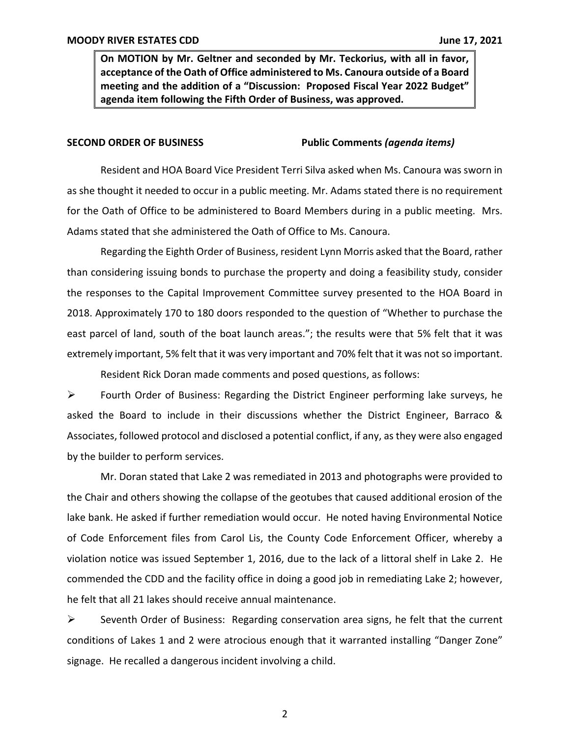**On MOTION by Mr. Geltner and seconded by Mr. Teckorius, with all in favor, acceptance of the Oath of Office administered to Ms. Canoura outside of a Board meeting and the addition of a "Discussion: Proposed Fiscal Year 2022 Budget" agenda item following the Fifth Order of Business, was approved.**

**SECOND ORDER OF BUSINESS** **Public Comments *(agenda items)***

Resident and HOA Board Vice President Terri Silva asked when Ms. Canoura was sworn in as she thought it needed to occur in a public meeting. Mr. Adams stated there is no requirement for the Oath of Office to be administered to Board Members during in a public meeting. Mrs. Adams stated that she administered the Oath of Office to Ms. Canoura.

Regarding the Eighth Order of Business, resident Lynn Morris asked that the Board, rather than considering issuing bonds to purchase the property and doing a feasibility study, consider the responses to the Capital Improvement Committee survey presented to the HOA Board in 2018. Approximately 170 to 180 doors responded to the question of "Whether to purchase the east parcel of land, south of the boat launch areas."; the results were that 5% felt that it was extremely important, 5% felt that it was very important and 70% felt that it was not so important.

Resident Rick Doran made comments and posed questions, as follows:

- Fourth Order of Business: Regarding the District Engineer performing lake surveys, he asked the Board to include in their discussions whether the District Engineer, Barraco & Associates, followed protocol and disclosed a potential conflict, if any, as they were also engaged by the builder to perform services.

Mr. Doran stated that Lake 2 was remediated in 2013 and photographs were provided to the Chair and others showing the collapse of the geotubes that caused additional erosion of the lake bank. He asked if further remediation would occur. He noted having Environmental Notice of Code Enforcement files from Carol Lis, the County Code Enforcement Officer, whereby a violation notice was issued September 1, 2016, due to the lack of a littoral shelf in Lake 2. He commended the CDD and the facility office in doing a good job in remediating Lake 2; however, he felt that all 21 lakes should receive annual maintenance.

- Seventh Order of Business: Regarding conservation area signs, he felt that the current conditions of Lakes 1 and 2 were atrocious enough that it warranted installing "Danger Zone" signage. He recalled a dangerous incident involving a child.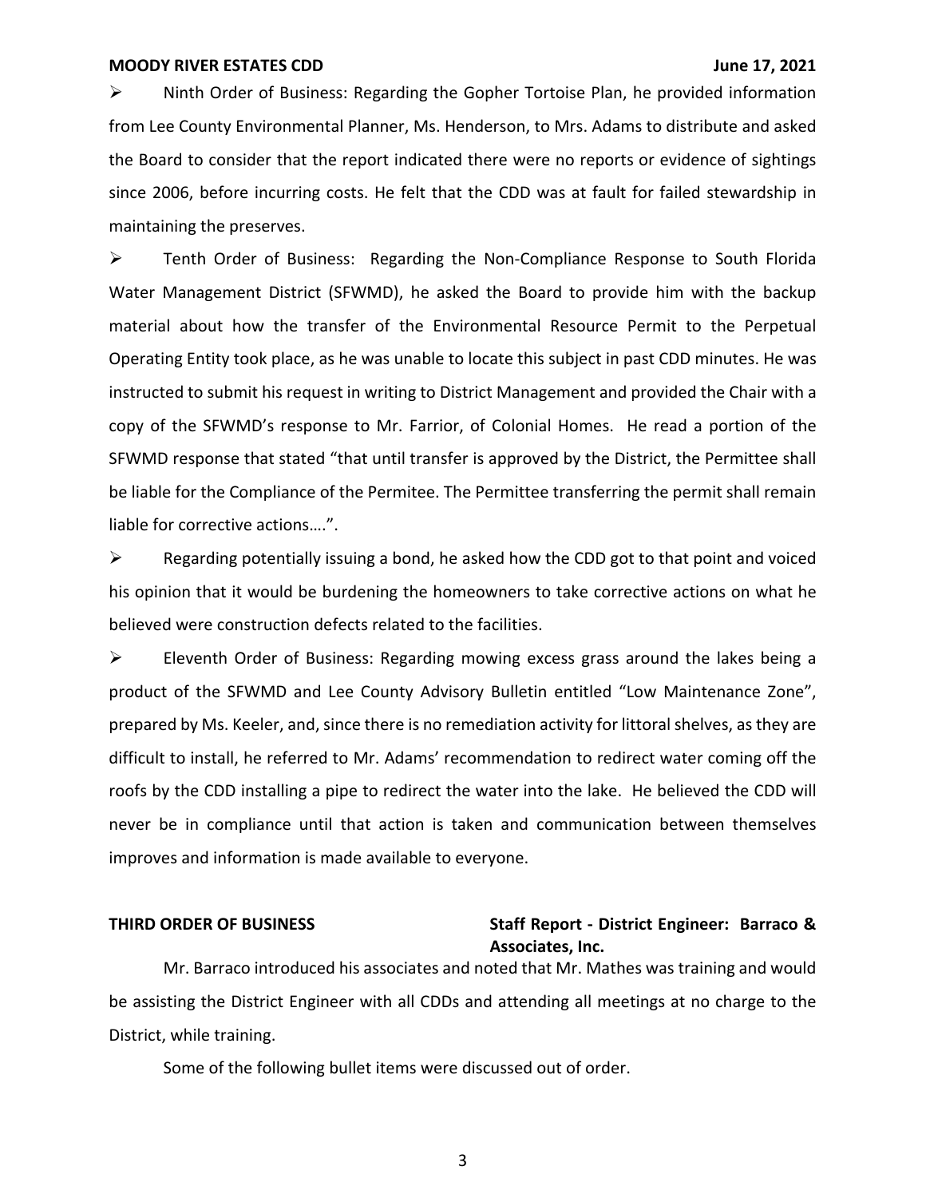- Ninth Order of Business: Regarding the Gopher Tortoise Plan, he provided information from Lee County Environmental Planner, Ms. Henderson, to Mrs. Adams to distribute and asked the Board to consider that the report indicated there were no reports or evidence of sightings since 2006, before incurring costs. He felt that the CDD was at fault for failed stewardship in maintaining the preserves.

- Tenth Order of Business: Regarding the Non-Compliance Response to South Florida Water Management District (SFWMD), he asked the Board to provide him with the backup material about how the transfer of the Environmental Resource Permit to the Perpetual Operating Entity took place, as he was unable to locate this subject in past CDD minutes. He was instructed to submit his request in writing to District Management and provided the Chair with a copy of the SFWMD's response to Mr. Farrior, of Colonial Homes. He read a portion of the SFWMD response that stated "that until transfer is approved by the District, the Permittee shall be liable for the Compliance of the Permitee. The Permittee transferring the permit shall remain liable for corrective actions….".

- Regarding potentially issuing a bond, he asked how the CDD got to that point and voiced his opinion that it would be burdening the homeowners to take corrective actions on what he believed were construction defects related to the facilities.

- Eleventh Order of Business: Regarding mowing excess grass around the lakes being a product of the SFWMD and Lee County Advisory Bulletin entitled "Low Maintenance Zone", prepared by Ms. Keeler, and, since there is no remediation activity for littoral shelves, as they are difficult to install, he referred to Mr. Adams' recommendation to redirect water coming off the roofs by the CDD installing a pipe to redirect the water into the lake. He believed the CDD will never be in compliance until that action is taken and communication between themselves improves and information is made available to everyone.

**THIRD ORDER OF BUSINESS** **Staff Report - District Engineer: Barraco & Associates, Inc.**

Mr. Barraco introduced his associates and noted that Mr. Mathes was training and would be assisting the District Engineer with all CDDs and attending all meetings at no charge to the District, while training.

Some of the following bullet items were discussed out of order.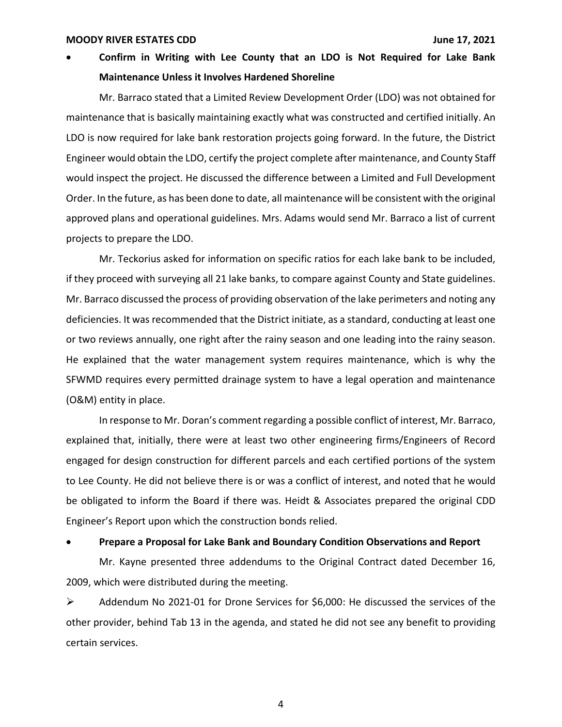- **Confirm in Writing with Lee County that an LDO is Not Required for Lake Bank Maintenance Unless it Involves Hardened Shoreline**

Mr. Barraco stated that a Limited Review Development Order (LDO) was not obtained for maintenance that is basically maintaining exactly what was constructed and certified initially. An LDO is now required for lake bank restoration projects going forward. In the future, the District Engineer would obtain the LDO, certify the project complete after maintenance, and County Staff would inspect the project. He discussed the difference between a Limited and Full Development Order. In the future, as has been done to date, all maintenance will be consistent with the original approved plans and operational guidelines. Mrs. Adams would send Mr. Barraco a list of current projects to prepare the LDO.

Mr. Teckorius asked for information on specific ratios for each lake bank to be included, if they proceed with surveying all 21 lake banks, to compare against County and State guidelines. Mr. Barraco discussed the process of providing observation of the lake perimeters and noting any deficiencies. It was recommended that the District initiate, as a standard, conducting at least one or two reviews annually, one right after the rainy season and one leading into the rainy season. He explained that the water management system requires maintenance, which is why the SFWMD requires every permitted drainage system to have a legal operation and maintenance (O&M) entity in place.

In response to Mr. Doran's comment regarding a possible conflict of interest, Mr. Barraco, explained that, initially, there were at least two other engineering firms/Engineers of Record engaged for design construction for different parcels and each certified portions of the system to Lee County. He did not believe there is or was a conflict of interest, and noted that he would be obligated to inform the Board if there was. Heidt & Associates prepared the original CDD Engineer's Report upon which the construction bonds relied.

- **Prepare a Proposal for Lake Bank and Boundary Condition Observations and Report**

Mr. Kayne presented three addendums to the Original Contract dated December 16, 2009, which were distributed during the meeting.

- Addendum No 2021-01 for Drone Services for $6,000: He discussed the services of the other provider, behind Tab 13 in the agenda, and stated he did not see any benefit to providing certain services.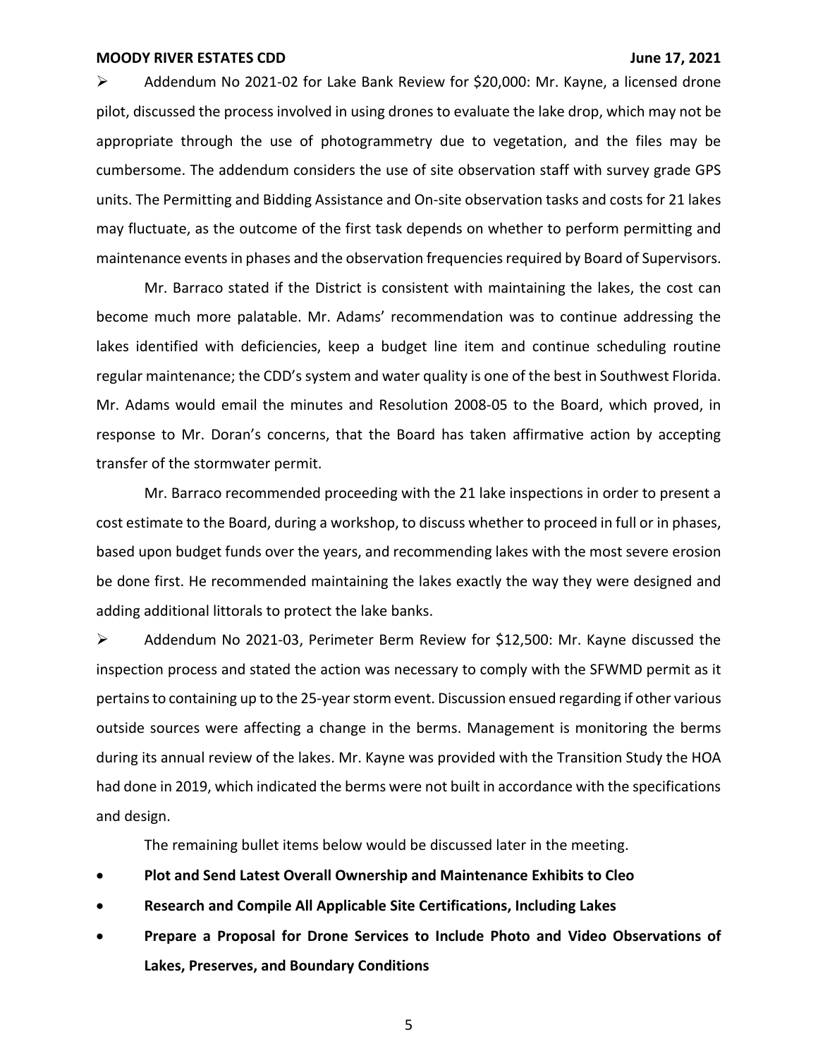- Addendum No 2021-02 for Lake Bank Review for $20,000: Mr. Kayne, a licensed drone pilot, discussed the process involved in using drones to evaluate the lake drop, which may not be appropriate through the use of photogrammetry due to vegetation, and the files may be cumbersome. The addendum considers the use of site observation staff with survey grade GPS units. The Permitting and Bidding Assistance and On-site observation tasks and costs for 21 lakes may fluctuate, as the outcome of the first task depends on whether to perform permitting and maintenance events in phases and the observation frequencies required by Board of Supervisors.

Mr. Barraco stated if the District is consistent with maintaining the lakes, the cost can become much more palatable. Mr. Adams' recommendation was to continue addressing the lakes identified with deficiencies, keep a budget line item and continue scheduling routine regular maintenance; the CDD's system and water quality is one of the best in Southwest Florida. Mr. Adams would email the minutes and Resolution 2008-05 to the Board, which proved, in response to Mr. Doran's concerns, that the Board has taken affirmative action by accepting transfer of the stormwater permit.

Mr. Barraco recommended proceeding with the 21 lake inspections in order to present a cost estimate to the Board, during a workshop, to discuss whether to proceed in full or in phases, based upon budget funds over the years, and recommending lakes with the most severe erosion be done first. He recommended maintaining the lakes exactly the way they were designed and adding additional littorals to protect the lake banks.

- Addendum No 2021-03, Perimeter Berm Review for $12,500: Mr. Kayne discussed the inspection process and stated the action was necessary to comply with the SFWMD permit as it pertains to containing up to the 25-year storm event. Discussion ensued regarding if other various outside sources were affecting a change in the berms. Management is monitoring the berms during its annual review of the lakes. Mr. Kayne was provided with the Transition Study the HOA had done in 2019, which indicated the berms were not built in accordance with the specifications and design.

The remaining bullet items below would be discussed later in the meeting.

- **Plot and Send Latest Overall Ownership and Maintenance Exhibits to Cleo**
- **Research and Compile All Applicable Site Certifications, Including Lakes**
- **Prepare a Proposal for Drone Services to Include Photo and Video Observations of Lakes, Preserves, and Boundary Conditions**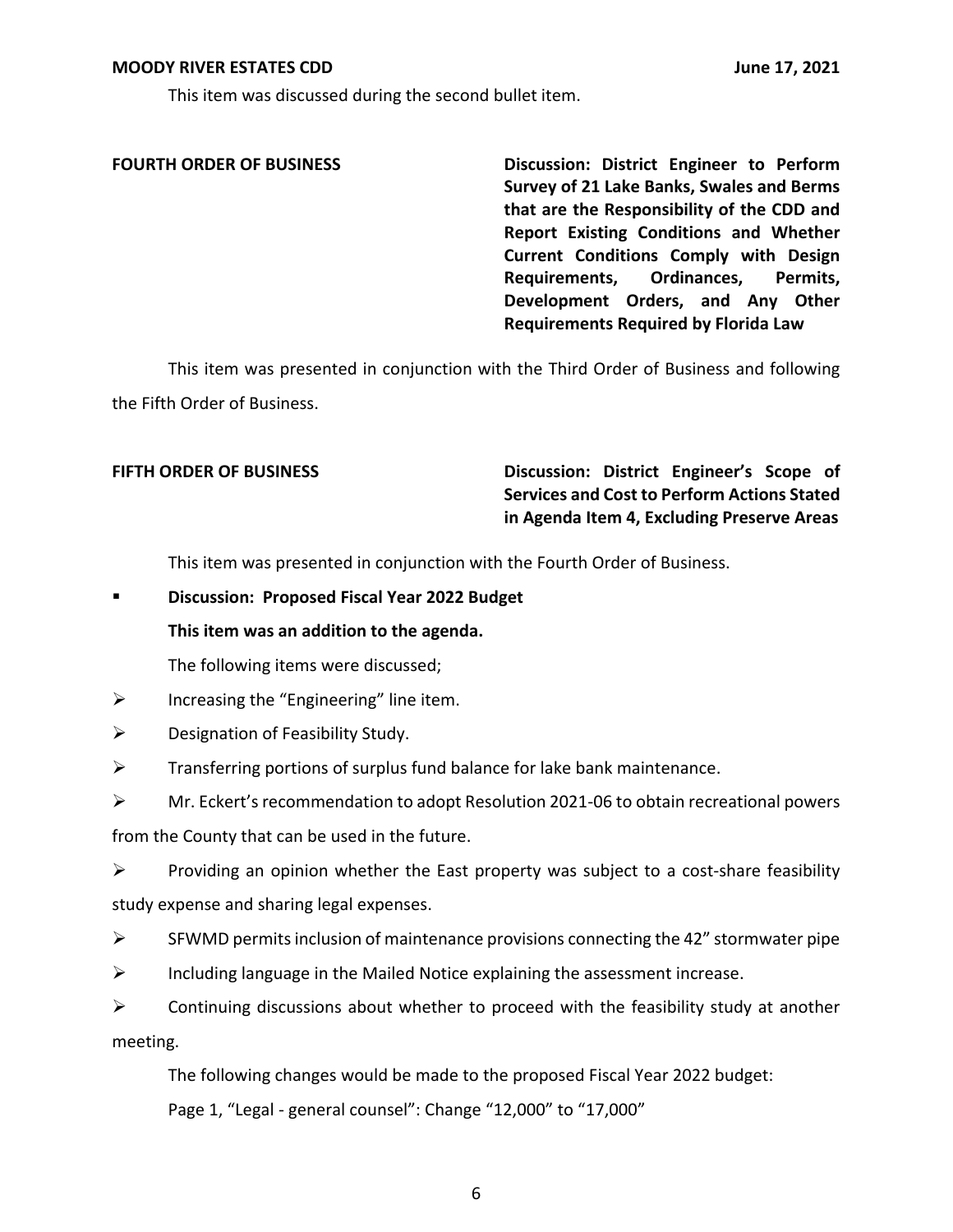This item was discussed during the second bullet item.

**FOURTH ORDER OF BUSINESS** **Discussion: District Engineer to Perform Survey of 21 Lake Banks, Swales and Berms that are the Responsibility of the CDD and Report Existing Conditions and Whether Current Conditions Comply with Design Requirements, Ordinances, Permits, Development Orders, and Any Other Requirements Required by Florida Law**

This item was presented in conjunction with the Third Order of Business and following the Fifth Order of Business.

**FIFTH ORDER OF BUSINESS** **Discussion: District Engineer's Scope of Services and Cost to Perform Actions Stated in Agenda Item 4, Excluding Preserve Areas**

This item was presented in conjunction with the Fourth Order of Business.

- **Discussion: Proposed Fiscal Year 2022 Budget**

  **This item was an addition to the agenda.**

  The following items were discussed;

- Increasing the "Engineering" line item.
- Designation of Feasibility Study.
- Transferring portions of surplus fund balance for lake bank maintenance.
- Mr. Eckert's recommendation to adopt Resolution 2021-06 to obtain recreational powers from the County that can be used in the future.
- Providing an opinion whether the East property was subject to a cost-share feasibility study expense and sharing legal expenses.
- SFWMD permits inclusion of maintenance provisions connecting the 42" stormwater pipe
- Including language in the Mailed Notice explaining the assessment increase.
- Continuing discussions about whether to proceed with the feasibility study at another meeting.

The following changes would be made to the proposed Fiscal Year 2022 budget:

Page 1, "Legal - general counsel": Change "12,000" to "17,000"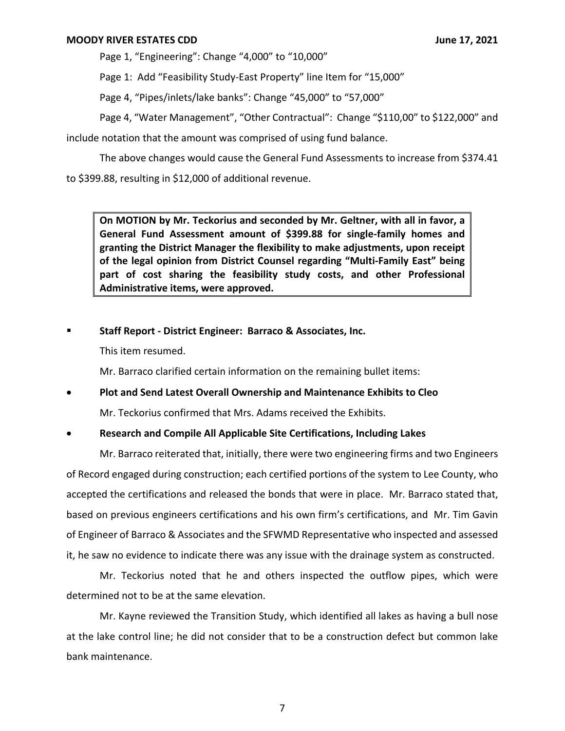Page 1, "Engineering": Change "4,000" to "10,000"

Page 1: Add "Feasibility Study-East Property" line Item for "15,000"

Page 4, "Pipes/inlets/lake banks": Change "45,000" to "57,000"

Page 4, "Water Management", "Other Contractual": Change "$110,00" to $122,000" and include notation that the amount was comprised of using fund balance.

The above changes would cause the General Fund Assessments to increase from $374.41 to $399.88, resulting in $12,000 of additional revenue.

> **On MOTION by Mr. Teckorius and seconded by Mr. Geltner, with all in favor, a General Fund Assessment amount of $399.88 for single-family homes and granting the District Manager the flexibility to make adjustments, upon receipt of the legal opinion from District Counsel regarding "Multi-Family East" being part of cost sharing the feasibility study costs, and other Professional Administrative items, were approved.**

- **Staff Report - District Engineer: Barraco & Associates, Inc.**

This item resumed.

Mr. Barraco clarified certain information on the remaining bullet items:

- **Plot and Send Latest Overall Ownership and Maintenance Exhibits to Cleo**

Mr. Teckorius confirmed that Mrs. Adams received the Exhibits.

- **Research and Compile All Applicable Site Certifications, Including Lakes**

Mr. Barraco reiterated that, initially, there were two engineering firms and two Engineers of Record engaged during construction; each certified portions of the system to Lee County, who accepted the certifications and released the bonds that were in place. Mr. Barraco stated that, based on previous engineers certifications and his own firm's certifications, and Mr. Tim Gavin of Engineer of Barraco & Associates and the SFWMD Representative who inspected and assessed it, he saw no evidence to indicate there was any issue with the drainage system as constructed.

Mr. Teckorius noted that he and others inspected the outflow pipes, which were determined not to be at the same elevation.

Mr. Kayne reviewed the Transition Study, which identified all lakes as having a bull nose at the lake control line; he did not consider that to be a construction defect but common lake bank maintenance.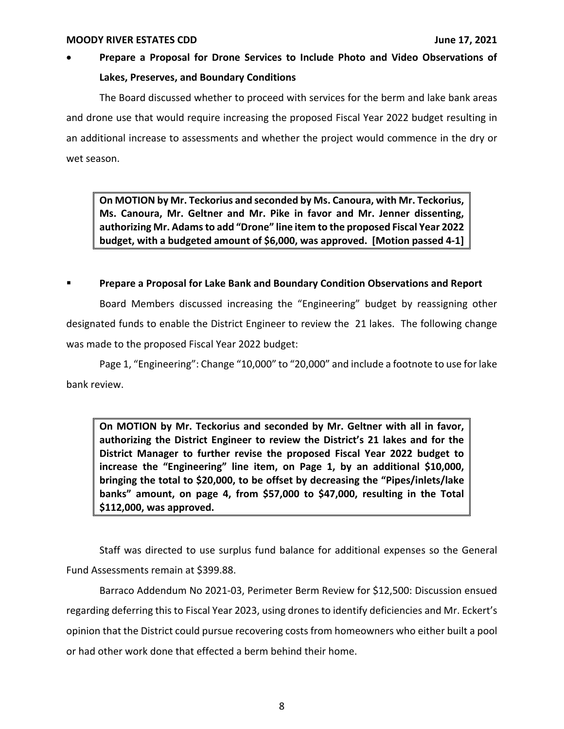- **Prepare a Proposal for Drone Services to Include Photo and Video Observations of Lakes, Preserves, and Boundary Conditions**

The Board discussed whether to proceed with services for the berm and lake bank areas and drone use that would require increasing the proposed Fiscal Year 2022 budget resulting in an additional increase to assessments and whether the project would commence in the dry or wet season.

> **On MOTION by Mr. Teckorius and seconded by Ms. Canoura, with Mr. Teckorius, Ms. Canoura, Mr. Geltner and Mr. Pike in favor and Mr. Jenner dissenting, authorizing Mr. Adams to add "Drone" line item to the proposed Fiscal Year 2022 budget, with a budgeted amount of $6,000, was approved. [Motion passed 4-1]**

- **Prepare a Proposal for Lake Bank and Boundary Condition Observations and Report**

Board Members discussed increasing the "Engineering" budget by reassigning other designated funds to enable the District Engineer to review the 21 lakes. The following change was made to the proposed Fiscal Year 2022 budget:

Page 1, "Engineering": Change "10,000" to "20,000" and include a footnote to use for lake bank review.

> **On MOTION by Mr. Teckorius and seconded by Mr. Geltner with all in favor, authorizing the District Engineer to review the District's 21 lakes and for the District Manager to further revise the proposed Fiscal Year 2022 budget to increase the "Engineering" line item, on Page 1, by an additional $10,000, bringing the total to $20,000, to be offset by decreasing the "Pipes/inlets/lake banks" amount, on page 4, from $57,000 to $47,000, resulting in the Total $112,000, was approved.**

Staff was directed to use surplus fund balance for additional expenses so the General Fund Assessments remain at $399.88.

Barraco Addendum No 2021-03, Perimeter Berm Review for $12,500: Discussion ensued regarding deferring this to Fiscal Year 2023, using drones to identify deficiencies and Mr. Eckert's opinion that the District could pursue recovering costs from homeowners who either built a pool or had other work done that effected a berm behind their home.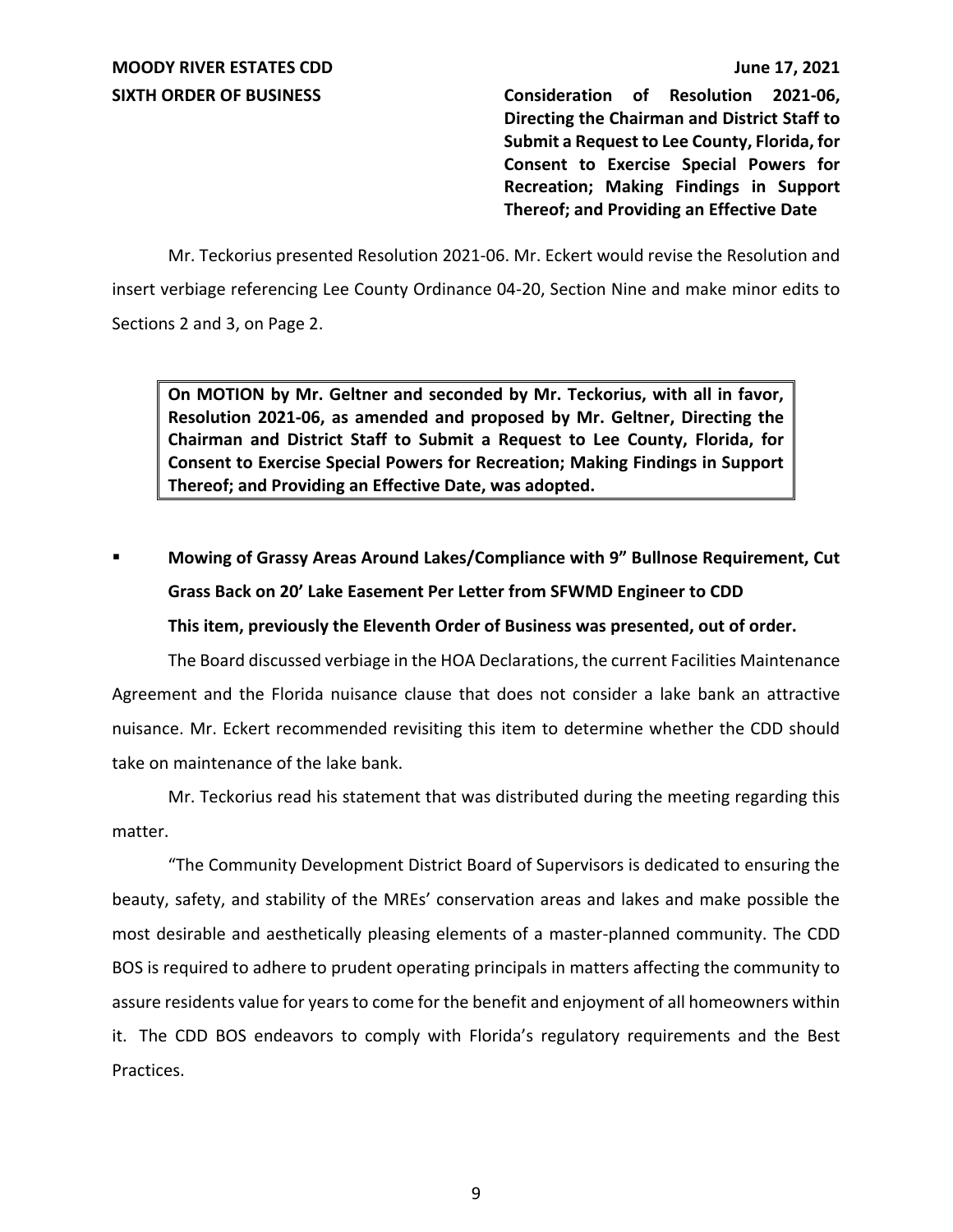**SIXTH ORDER OF BUSINESS**

**Consideration of Resolution 2021-06, Directing the Chairman and District Staff to Submit a Request to Lee County, Florida, for Consent to Exercise Special Powers for Recreation; Making Findings in Support Thereof; and Providing an Effective Date**

Mr. Teckorius presented Resolution 2021-06. Mr. Eckert would revise the Resolution and insert verbiage referencing Lee County Ordinance 04-20, Section Nine and make minor edits to Sections 2 and 3, on Page 2.

> **On MOTION by Mr. Geltner and seconded by Mr. Teckorius, with all in favor, Resolution 2021-06, as amended and proposed by Mr. Geltner, Directing the Chairman and District Staff to Submit a Request to Lee County, Florida, for Consent to Exercise Special Powers for Recreation; Making Findings in Support Thereof; and Providing an Effective Date, was adopted.**

- **Mowing of Grassy Areas Around Lakes/Compliance with 9" Bullnose Requirement, Cut Grass Back on 20' Lake Easement Per Letter from SFWMD Engineer to CDD**

  **This item, previously the Eleventh Order of Business was presented, out of order.**

The Board discussed verbiage in the HOA Declarations, the current Facilities Maintenance Agreement and the Florida nuisance clause that does not consider a lake bank an attractive nuisance. Mr. Eckert recommended revisiting this item to determine whether the CDD should take on maintenance of the lake bank.

Mr. Teckorius read his statement that was distributed during the meeting regarding this matter.

"The Community Development District Board of Supervisors is dedicated to ensuring the beauty, safety, and stability of the MREs' conservation areas and lakes and make possible the most desirable and aesthetically pleasing elements of a master-planned community. The CDD BOS is required to adhere to prudent operating principals in matters affecting the community to assure residents value for years to come for the benefit and enjoyment of all homeowners within it. The CDD BOS endeavors to comply with Florida's regulatory requirements and the Best Practices.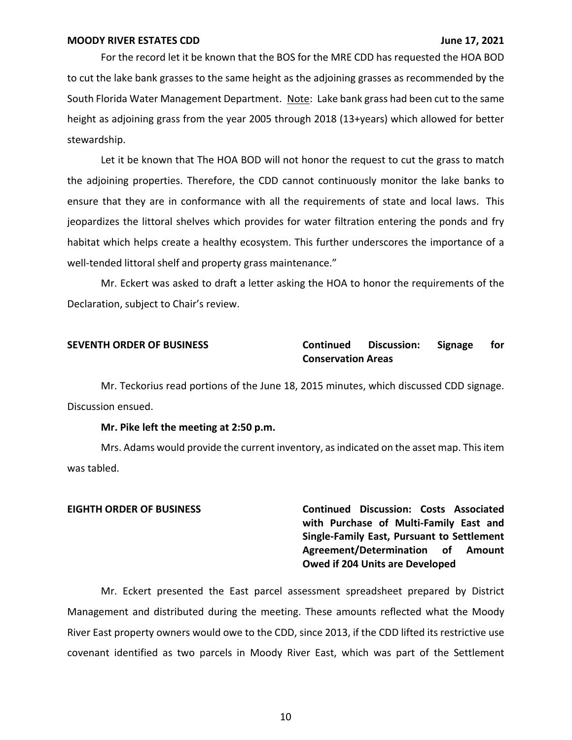For the record let it be known that the BOS for the MRE CDD has requested the HOA BOD to cut the lake bank grasses to the same height as the adjoining grasses as recommended by the South Florida Water Management Department. Note: Lake bank grass had been cut to the same height as adjoining grass from the year 2005 through 2018 (13+years) which allowed for better stewardship.

Let it be known that The HOA BOD will not honor the request to cut the grass to match the adjoining properties. Therefore, the CDD cannot continuously monitor the lake banks to ensure that they are in conformance with all the requirements of state and local laws. This jeopardizes the littoral shelves which provides for water filtration entering the ponds and fry habitat which helps create a healthy ecosystem. This further underscores the importance of a well-tended littoral shelf and property grass maintenance."

Mr. Eckert was asked to draft a letter asking the HOA to honor the requirements of the Declaration, subject to Chair's review.

**SEVENTH ORDER OF BUSINESS** **Continued Discussion: Signage for Conservation Areas**

Mr. Teckorius read portions of the June 18, 2015 minutes, which discussed CDD signage. Discussion ensued.

**Mr. Pike left the meeting at 2:50 p.m.**

Mrs. Adams would provide the current inventory, as indicated on the asset map. This item was tabled.

**EIGHTH ORDER OF BUSINESS** **Continued Discussion: Costs Associated with Purchase of Multi-Family East and Single-Family East, Pursuant to Settlement Agreement/Determination of Amount Owed if 204 Units are Developed**

Mr. Eckert presented the East parcel assessment spreadsheet prepared by District Management and distributed during the meeting. These amounts reflected what the Moody River East property owners would owe to the CDD, since 2013, if the CDD lifted its restrictive use covenant identified as two parcels in Moody River East, which was part of the Settlement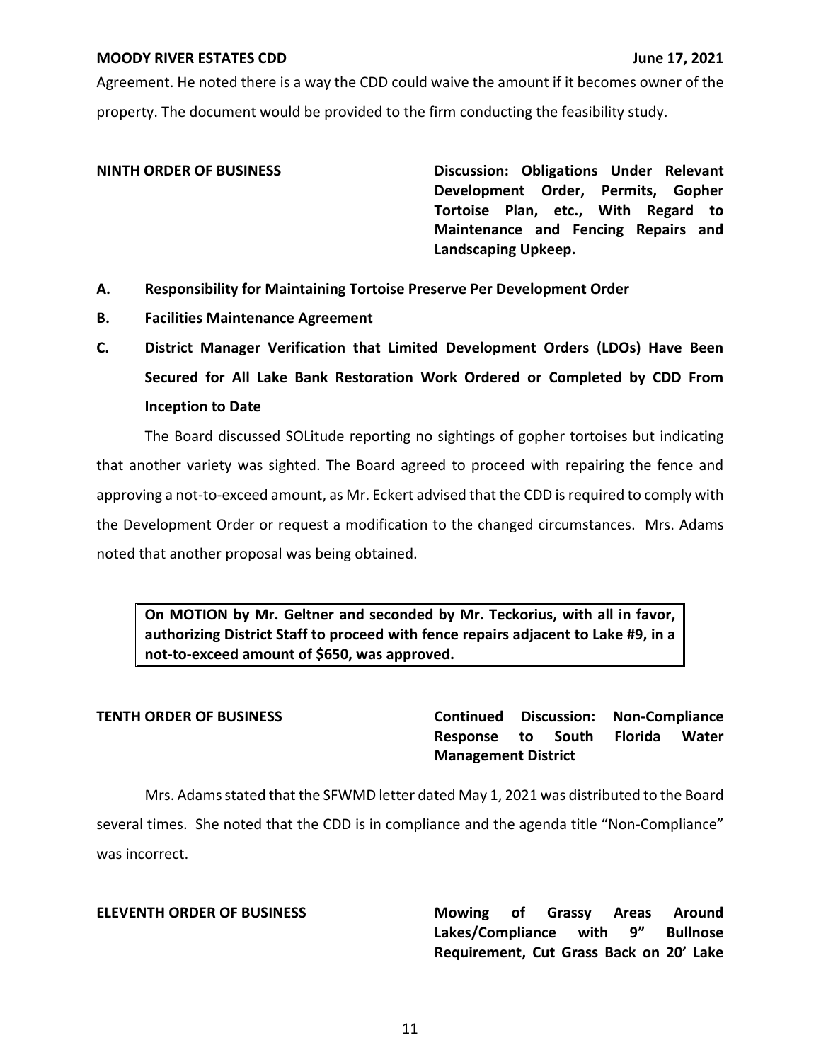Agreement. He noted there is a way the CDD could waive the amount if it becomes owner of the property. The document would be provided to the firm conducting the feasibility study.

**NINTH ORDER OF BUSINESS** **Discussion: Obligations Under Relevant Development Order, Permits, Gopher Tortoise Plan, etc., With Regard to Maintenance and Fencing Repairs and Landscaping Upkeep.**

**A. Responsibility for Maintaining Tortoise Preserve Per Development Order**

**B. Facilities Maintenance Agreement**

**C. District Manager Verification that Limited Development Orders (LDOs) Have Been Secured for All Lake Bank Restoration Work Ordered or Completed by CDD From Inception to Date**

The Board discussed SOLitude reporting no sightings of gopher tortoises but indicating that another variety was sighted. The Board agreed to proceed with repairing the fence and approving a not-to-exceed amount, as Mr. Eckert advised that the CDD is required to comply with the Development Order or request a modification to the changed circumstances. Mrs. Adams noted that another proposal was being obtained.

> **On MOTION by Mr. Geltner and seconded by Mr. Teckorius, with all in favor, authorizing District Staff to proceed with fence repairs adjacent to Lake #9, in a not-to-exceed amount of $650, was approved.**

**TENTH ORDER OF BUSINESS** **Continued Discussion: Non-Compliance Response to South Florida Water Management District**

Mrs. Adams stated that the SFWMD letter dated May 1, 2021 was distributed to the Board several times. She noted that the CDD is in compliance and the agenda title "Non-Compliance" was incorrect.

**ELEVENTH ORDER OF BUSINESS** **Mowing of Grassy Areas Around Lakes/Compliance with 9" Bullnose Requirement, Cut Grass Back on 20' Lake**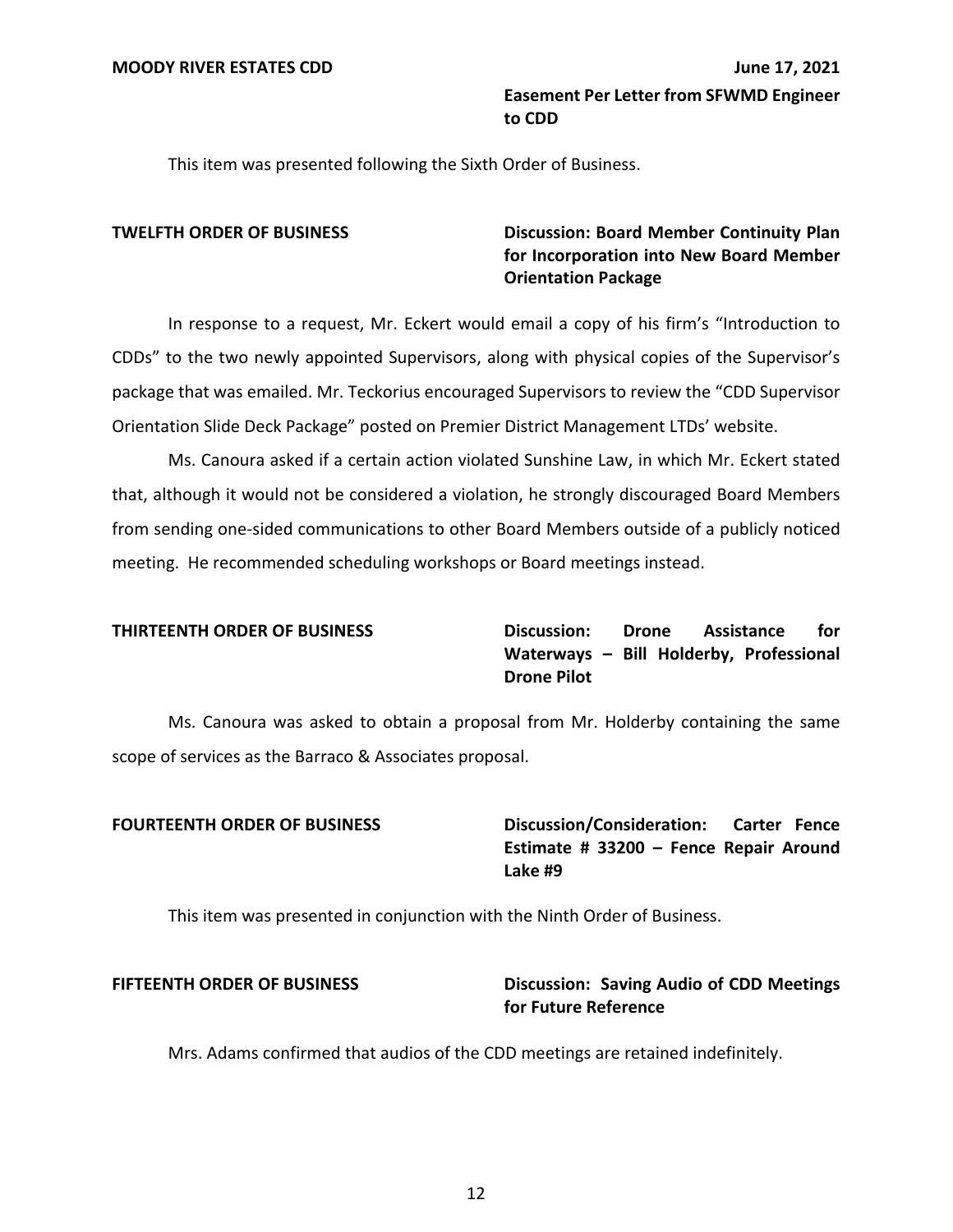**Easement Per Letter from SFWMD Engineer to CDD**

This item was presented following the Sixth Order of Business.

**TWELFTH ORDER OF BUSINESS** **Discussion: Board Member Continuity Plan for Incorporation into New Board Member Orientation Package**

In response to a request, Mr. Eckert would email a copy of his firm's "Introduction to CDDs" to the two newly appointed Supervisors, along with physical copies of the Supervisor's package that was emailed. Mr. Teckorius encouraged Supervisors to review the "CDD Supervisor Orientation Slide Deck Package" posted on Premier District Management LTDs' website.

Ms. Canoura asked if a certain action violated Sunshine Law, in which Mr. Eckert stated that, although it would not be considered a violation, he strongly discouraged Board Members from sending one-sided communications to other Board Members outside of a publicly noticed meeting. He recommended scheduling workshops or Board meetings instead.

**THIRTEENTH ORDER OF BUSINESS** **Discussion: Drone Assistance for Waterways – Bill Holderby, Professional Drone Pilot**

Ms. Canoura was asked to obtain a proposal from Mr. Holderby containing the same scope of services as the Barraco & Associates proposal.

**FOURTEENTH ORDER OF BUSINESS** **Discussion/Consideration: Carter Fence Estimate # 33200 – Fence Repair Around Lake #9**

This item was presented in conjunction with the Ninth Order of Business.

**FIFTEENTH ORDER OF BUSINESS** **Discussion: Saving Audio of CDD Meetings for Future Reference**

Mrs. Adams confirmed that audios of the CDD meetings are retained indefinitely.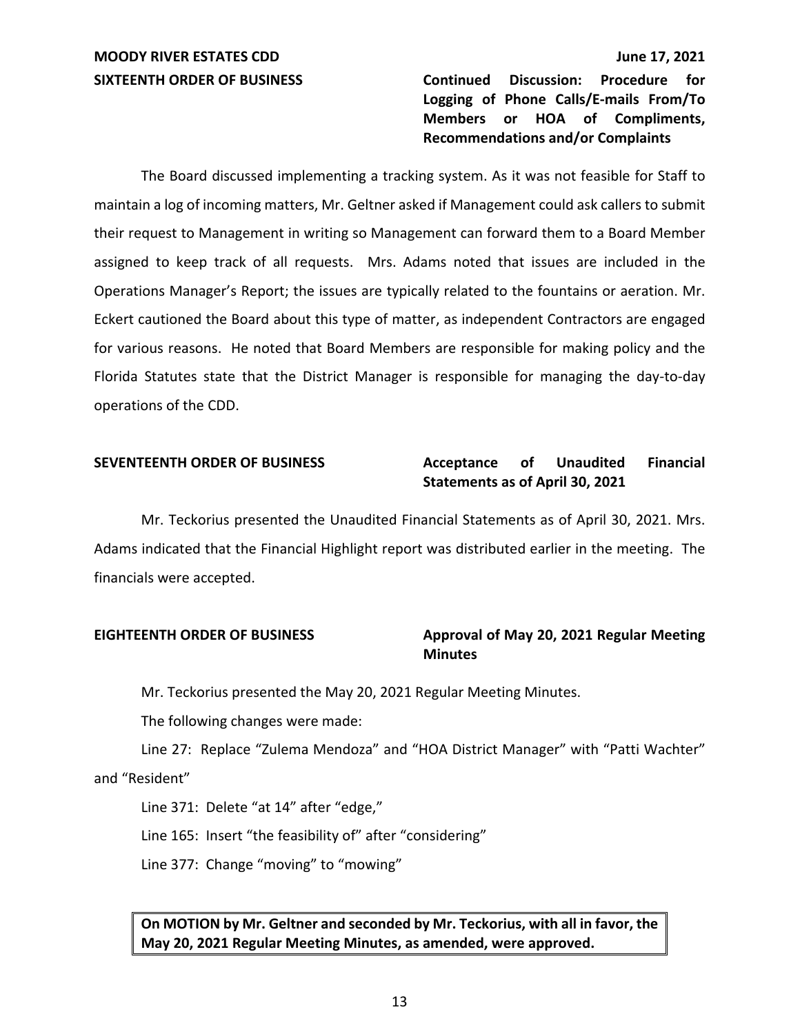**SIXTEENTH ORDER OF BUSINESS** **Continued Discussion: Procedure for Logging of Phone Calls/E-mails From/To Members or HOA of Compliments, Recommendations and/or Complaints**

The Board discussed implementing a tracking system. As it was not feasible for Staff to maintain a log of incoming matters, Mr. Geltner asked if Management could ask callers to submit their request to Management in writing so Management can forward them to a Board Member assigned to keep track of all requests. Mrs. Adams noted that issues are included in the Operations Manager's Report; the issues are typically related to the fountains or aeration. Mr. Eckert cautioned the Board about this type of matter, as independent Contractors are engaged for various reasons. He noted that Board Members are responsible for making policy and the Florida Statutes state that the District Manager is responsible for managing the day-to-day operations of the CDD.

**SEVENTEENTH ORDER OF BUSINESS** **Acceptance of Unaudited Financial Statements as of April 30, 2021**

Mr. Teckorius presented the Unaudited Financial Statements as of April 30, 2021. Mrs. Adams indicated that the Financial Highlight report was distributed earlier in the meeting. The financials were accepted.

**EIGHTEENTH ORDER OF BUSINESS** **Approval of May 20, 2021 Regular Meeting Minutes**

Mr. Teckorius presented the May 20, 2021 Regular Meeting Minutes.

The following changes were made:

Line 27: Replace "Zulema Mendoza" and "HOA District Manager" with "Patti Wachter" and "Resident"

Line 371: Delete "at 14" after "edge,"

Line 165: Insert "the feasibility of" after "considering"

Line 377: Change "moving" to "mowing"

**On MOTION by Mr. Geltner and seconded by Mr. Teckorius, with all in favor, the May 20, 2021 Regular Meeting Minutes, as amended, were approved.**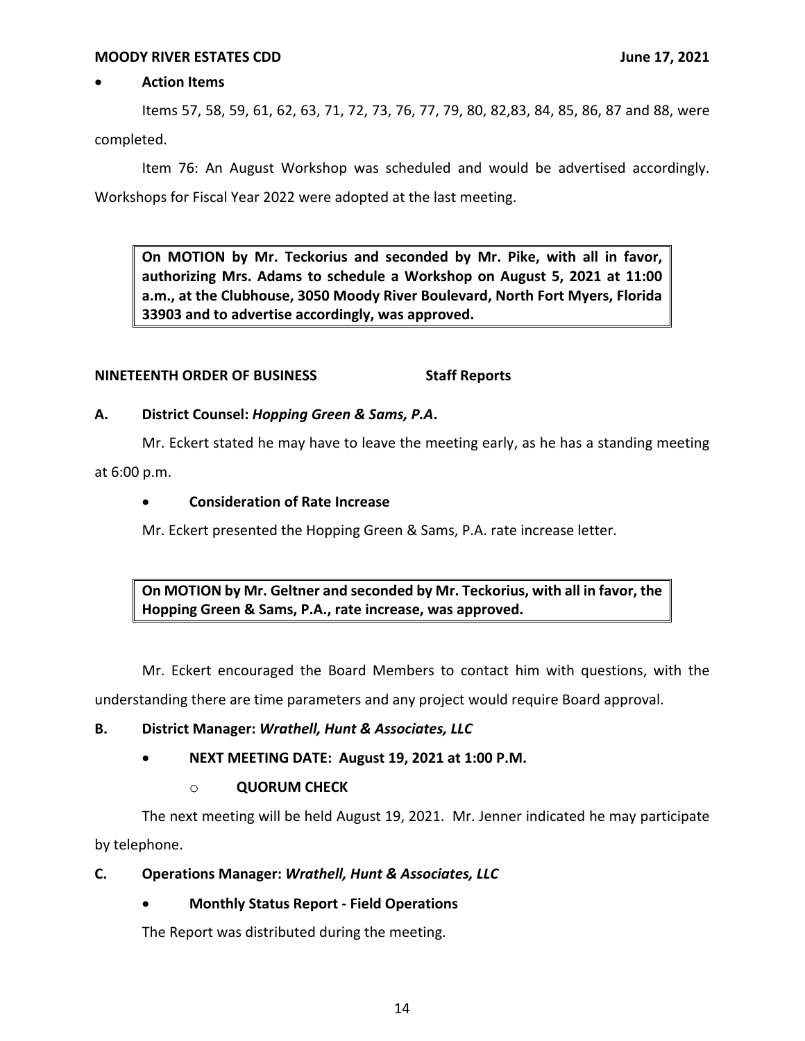- **Action Items**

Items 57, 58, 59, 61, 62, 63, 71, 72, 73, 76, 77, 79, 80, 82,83, 84, 85, 86, 87 and 88, were completed.

Item 76: An August Workshop was scheduled and would be advertised accordingly. Workshops for Fiscal Year 2022 were adopted at the last meeting.

> **On MOTION by Mr. Teckorius and seconded by Mr. Pike, with all in favor, authorizing Mrs. Adams to schedule a Workshop on August 5, 2021 at 11:00 a.m., at the Clubhouse, 3050 Moody River Boulevard, North Fort Myers, Florida 33903 and to advertise accordingly, was approved.**

## NINETEENTH ORDER OF BUSINESS — Staff Reports

**A. District Counsel: *Hopping Green & Sams, P.A*.**

Mr. Eckert stated he may have to leave the meeting early, as he has a standing meeting at 6:00 p.m.

- **Consideration of Rate Increase**

Mr. Eckert presented the Hopping Green & Sams, P.A. rate increase letter.

> **On MOTION by Mr. Geltner and seconded by Mr. Teckorius, with all in favor, the Hopping Green & Sams, P.A., rate increase, was approved.**

Mr. Eckert encouraged the Board Members to contact him with questions, with the understanding there are time parameters and any project would require Board approval.

**B. District Manager: *Wrathell, Hunt & Associates, LLC***

- **NEXT MEETING DATE: August 19, 2021 at 1:00 P.M.**
  - **QUORUM CHECK**

The next meeting will be held August 19, 2021. Mr. Jenner indicated he may participate by telephone.

**C. Operations Manager: *Wrathell, Hunt & Associates, LLC***

- **Monthly Status Report - Field Operations**

The Report was distributed during the meeting.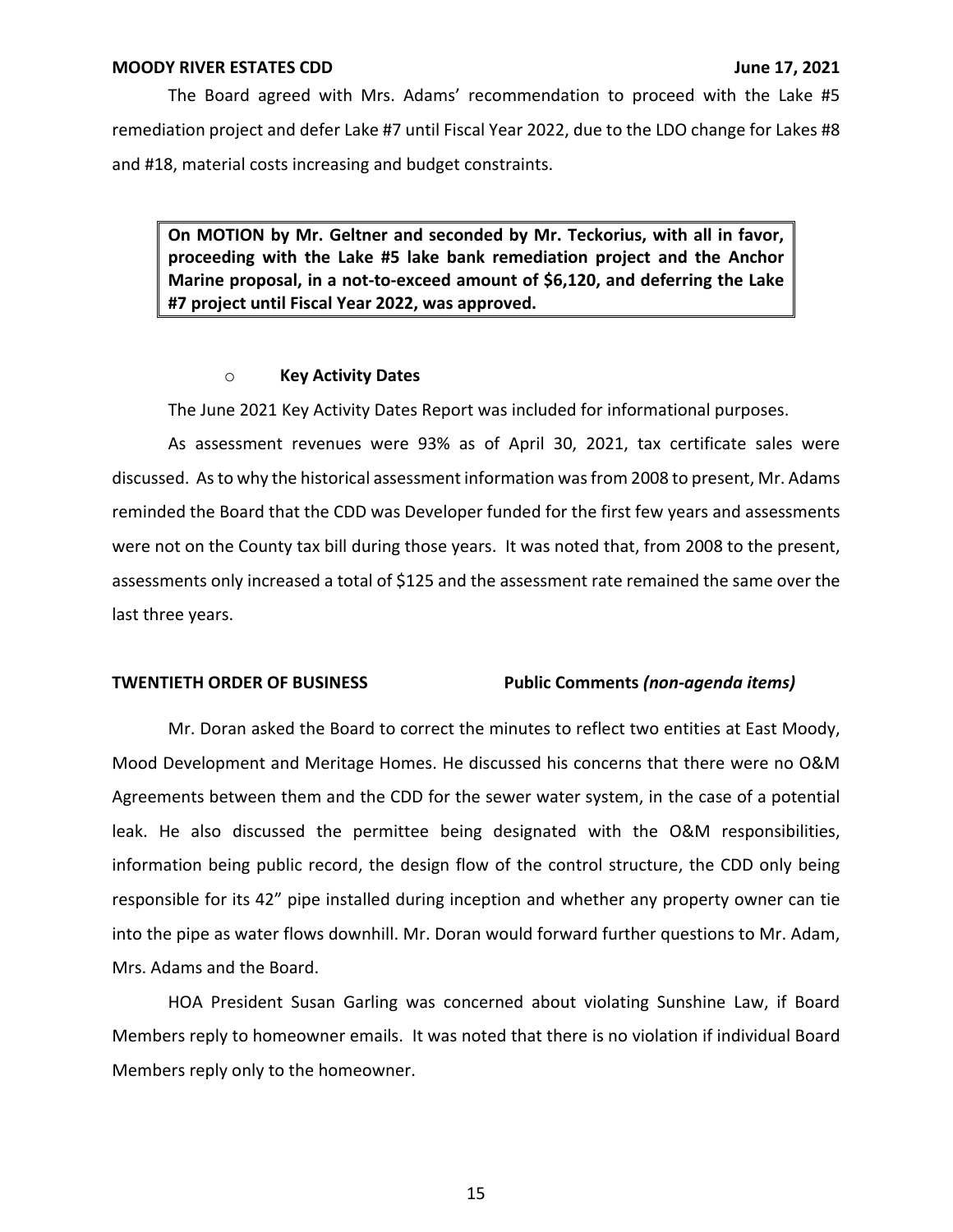The Board agreed with Mrs. Adams' recommendation to proceed with the Lake #5 remediation project and defer Lake #7 until Fiscal Year 2022, due to the LDO change for Lakes #8 and #18, material costs increasing and budget constraints.

> **On MOTION by Mr. Geltner and seconded by Mr. Teckorius, with all in favor, proceeding with the Lake #5 lake bank remediation project and the Anchor Marine proposal, in a not-to-exceed amount of $6,120, and deferring the Lake #7 project until Fiscal Year 2022, was approved.**

- **Key Activity Dates**

The June 2021 Key Activity Dates Report was included for informational purposes.

As assessment revenues were 93% as of April 30, 2021, tax certificate sales were discussed. As to why the historical assessment information was from 2008 to present, Mr. Adams reminded the Board that the CDD was Developer funded for the first few years and assessments were not on the County tax bill during those years. It was noted that, from 2008 to the present, assessments only increased a total of $125 and the assessment rate remained the same over the last three years.

**TWENTIETH ORDER OF BUSINESS** **Public Comments *(non-agenda items)***

Mr. Doran asked the Board to correct the minutes to reflect two entities at East Moody, Mood Development and Meritage Homes. He discussed his concerns that there were no O&M Agreements between them and the CDD for the sewer water system, in the case of a potential leak. He also discussed the permittee being designated with the O&M responsibilities, information being public record, the design flow of the control structure, the CDD only being responsible for its 42" pipe installed during inception and whether any property owner can tie into the pipe as water flows downhill. Mr. Doran would forward further questions to Mr. Adam, Mrs. Adams and the Board.

HOA President Susan Garling was concerned about violating Sunshine Law, if Board Members reply to homeowner emails. It was noted that there is no violation if individual Board Members reply only to the homeowner.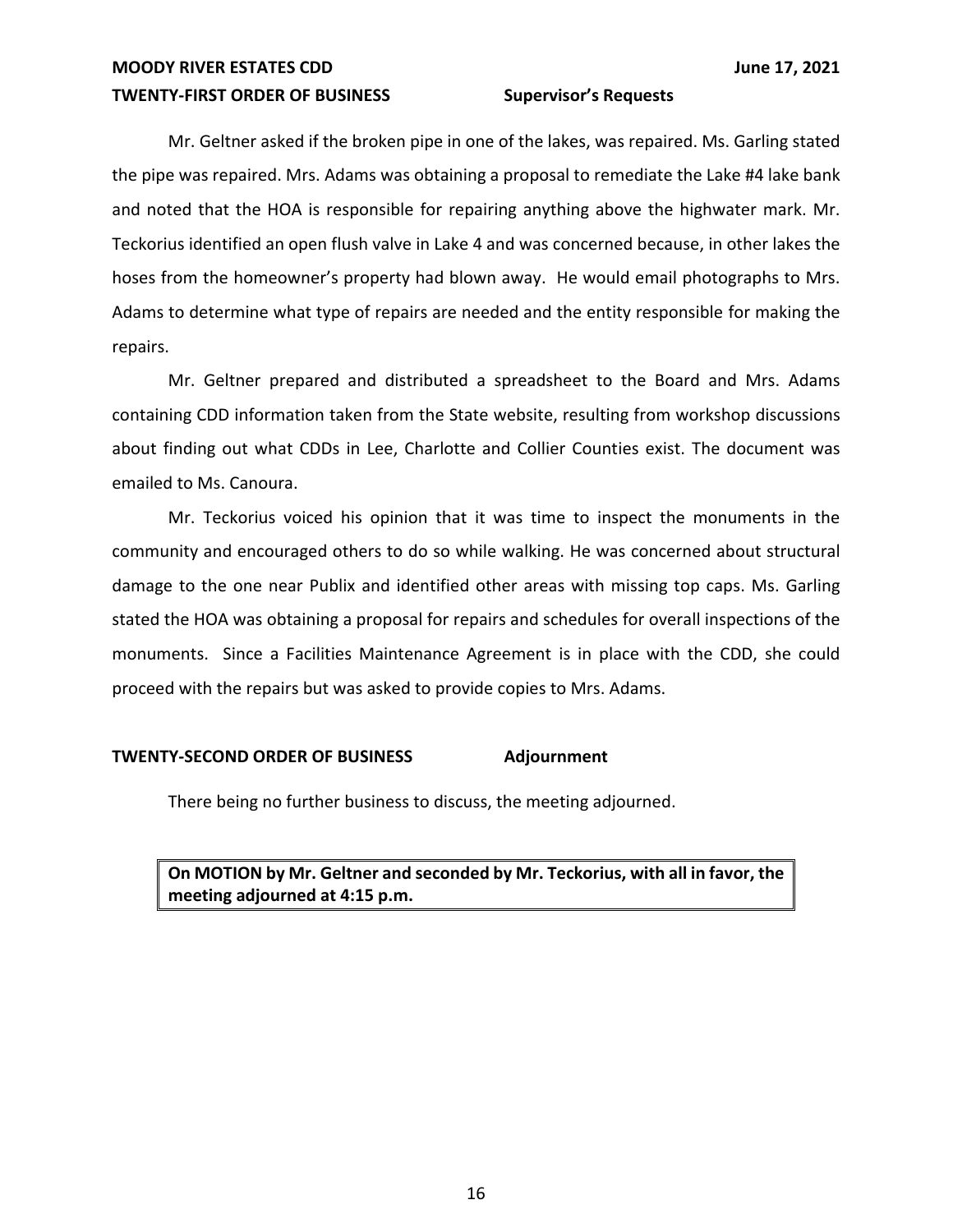**TWENTY-FIRST ORDER OF BUSINESS Supervisor's Requests**

Mr. Geltner asked if the broken pipe in one of the lakes, was repaired. Ms. Garling stated the pipe was repaired. Mrs. Adams was obtaining a proposal to remediate the Lake #4 lake bank and noted that the HOA is responsible for repairing anything above the highwater mark. Mr. Teckorius identified an open flush valve in Lake 4 and was concerned because, in other lakes the hoses from the homeowner's property had blown away. He would email photographs to Mrs. Adams to determine what type of repairs are needed and the entity responsible for making the repairs.

Mr. Geltner prepared and distributed a spreadsheet to the Board and Mrs. Adams containing CDD information taken from the State website, resulting from workshop discussions about finding out what CDDs in Lee, Charlotte and Collier Counties exist. The document was emailed to Ms. Canoura.

Mr. Teckorius voiced his opinion that it was time to inspect the monuments in the community and encouraged others to do so while walking. He was concerned about structural damage to the one near Publix and identified other areas with missing top caps. Ms. Garling stated the HOA was obtaining a proposal for repairs and schedules for overall inspections of the monuments. Since a Facilities Maintenance Agreement is in place with the CDD, she could proceed with the repairs but was asked to provide copies to Mrs. Adams.

**TWENTY-SECOND ORDER OF BUSINESS Adjournment**

There being no further business to discuss, the meeting adjourned.

**On MOTION by Mr. Geltner and seconded by Mr. Teckorius, with all in favor, the meeting adjourned at 4:15 p.m.**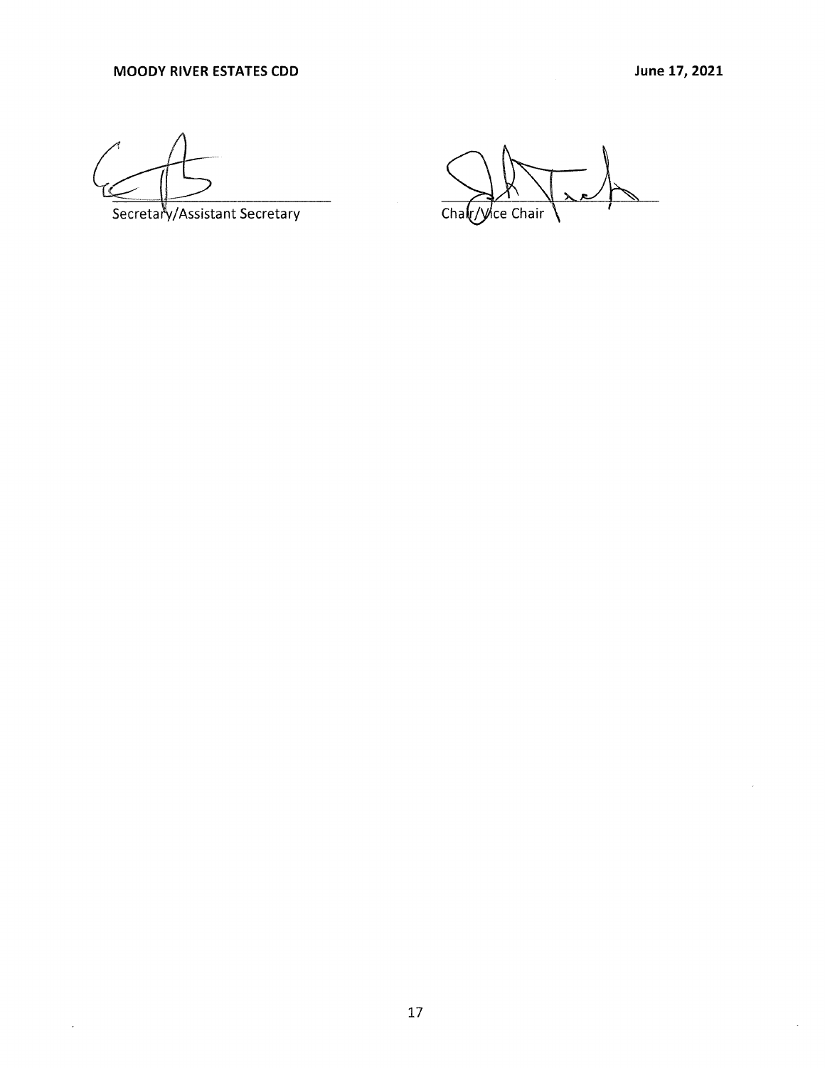Secretary/Assistant Secretary

Chair/Vice Chair